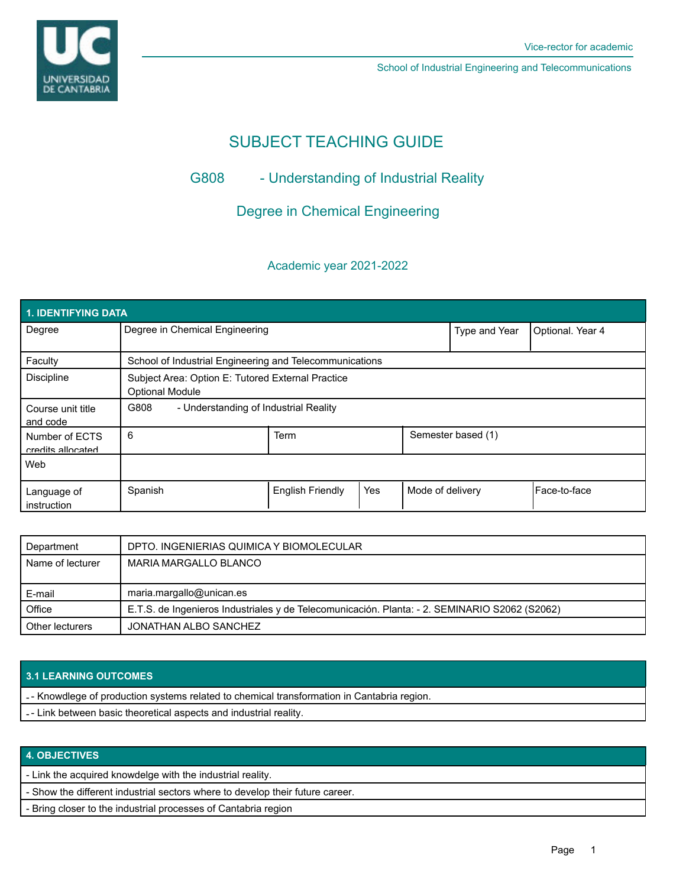Vice-rector for academic

School of Industrial Engineering and Telecommunications

# SUBJECT TEACHING GUIDE

## G808 - Understanding of Industrial Reality

## Degree in Chemical Engineering

### Academic year 2021-2022

| 1. IDENTIFYING DATA | | | | | |
|---|---|---|---|---|---|
| Degree | Degree in Chemical Engineering | | Type and Year | Optional. Year 4 | |
| Faculty | School of Industrial Engineering and Telecommunications | | | | |
| Discipline | Subject Area: Option E: Tutored External Practice<br>Optional Module | | | | |
| Course unit title and code | G808 - Understanding of Industrial Reality | | | | |
| Number of ECTS credits allocated | 6 | Term | Semester based (1) | | |
| Web | | | | | |
| Language of instruction | Spanish | English Friendly | Yes | Mode of delivery | Face-to-face |

| Department | DPTO. INGENIERIAS QUIMICA Y BIOMOLECULAR |
|---|---|
| Name of lecturer | MARIA MARGALLO BLANCO |
| E-mail | maria.margallo@unican.es |
| Office | E.T.S. de Ingenieros Industriales y de Telecomunicación. Planta: - 2. SEMINARIO S2062 (S2062) |
| Other lecturers | JONATHAN ALBO SANCHEZ |

## 3.1 LEARNING OUTCOMES

- - Knowdlege of production systems related to chemical transformation in Cantabria region.
- - Link between basic theoretical aspects and industrial reality.

## 4. OBJECTIVES

- Link the acquired knowdelge with the industrial reality.
- Show the different industrial sectors where to develop their future career.
- Bring closer to the industrial processes of Cantabria region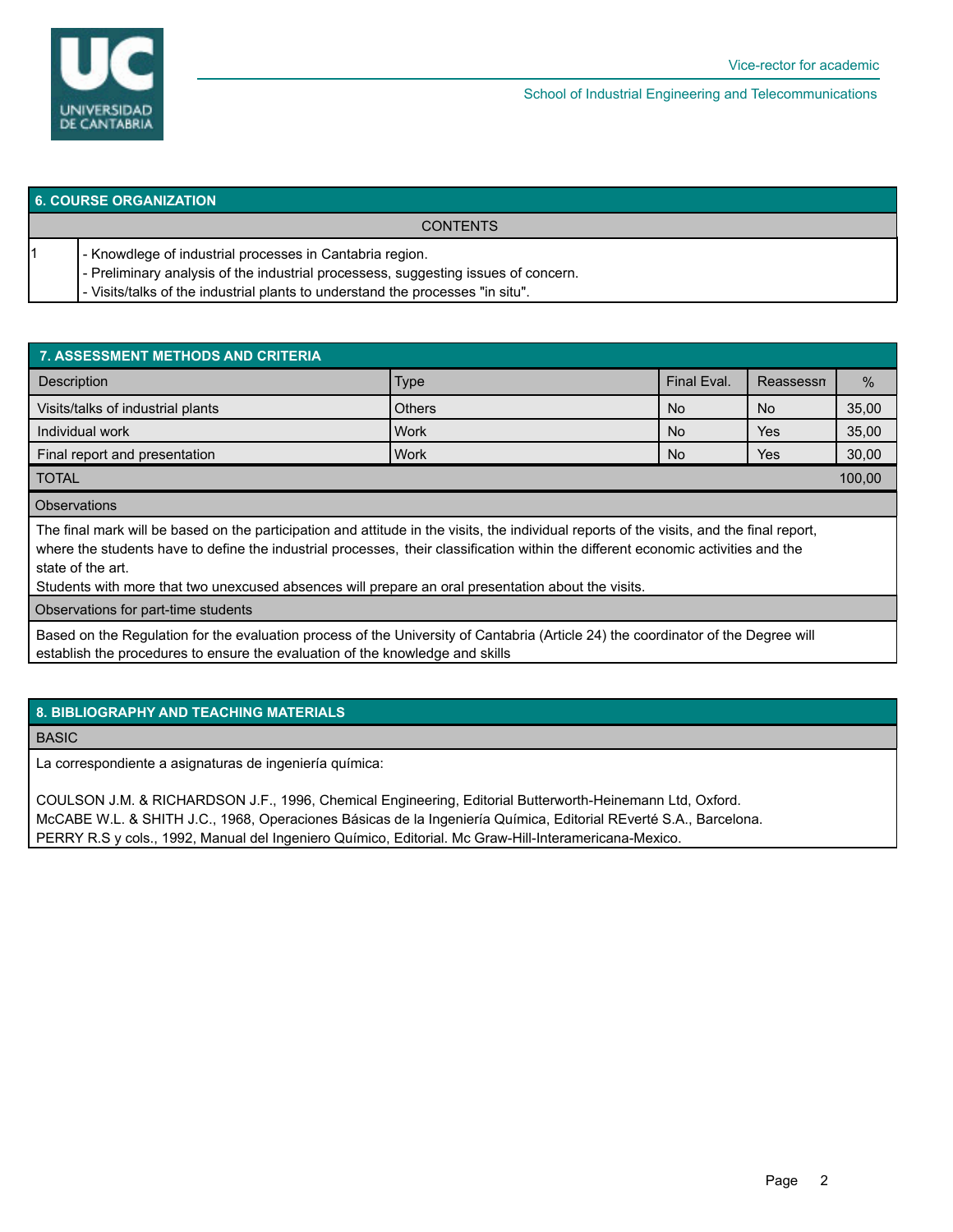## 6. COURSE ORGANIZATION

| CONTENTS | |
|---|---|
| 1 | - Knowdlege of industrial processes in Cantabria region.<br>- Preliminary analysis of the industrial processess, suggesting issues of concern.<br>- Visits/talks of the industrial plants to understand the processes "in situ". |

## 7. ASSESSMENT METHODS AND CRITERIA

| Description | Type | Final Eval. | Reassessn | % |
|---|---|---|---|---|
| Visits/talks of industrial plants | Others | No | No | 35,00 |
| Individual work | Work | No | Yes | 35,00 |
| Final report and presentation | Work | No | Yes | 30,00 |
| TOTAL | | | | 100,00 |

**Observations**

The final mark will be based on the participation and attitude in the visits, the individual reports of the visits, and the final report, where the students have to define the industrial processes, their classification within the different economic activities and the state of the art.
Students with more that two unexcused absences will prepare an oral presentation about the visits.

**Observations for part-time students**

Based on the Regulation for the evaluation process of the University of Cantabria (Article 24) the coordinator of the Degree will establish the procedures to ensure the evaluation of the knowledge and skills

## 8. BIBLIOGRAPHY AND TEACHING MATERIALS

**BASIC**

La correspondiente a asignaturas de ingeniería química:

COULSON J.M. & RICHARDSON J.F., 1996, Chemical Engineering, Editorial Butterworth-Heinemann Ltd, Oxford.
McCABE W.L. & SHITH J.C., 1968, Operaciones Básicas de la Ingeniería Química, Editorial REverté S.A., Barcelona.
PERRY R.S y cols., 1992, Manual del Ingeniero Químico, Editorial. Mc Graw-Hill-Interamericana-Mexico.